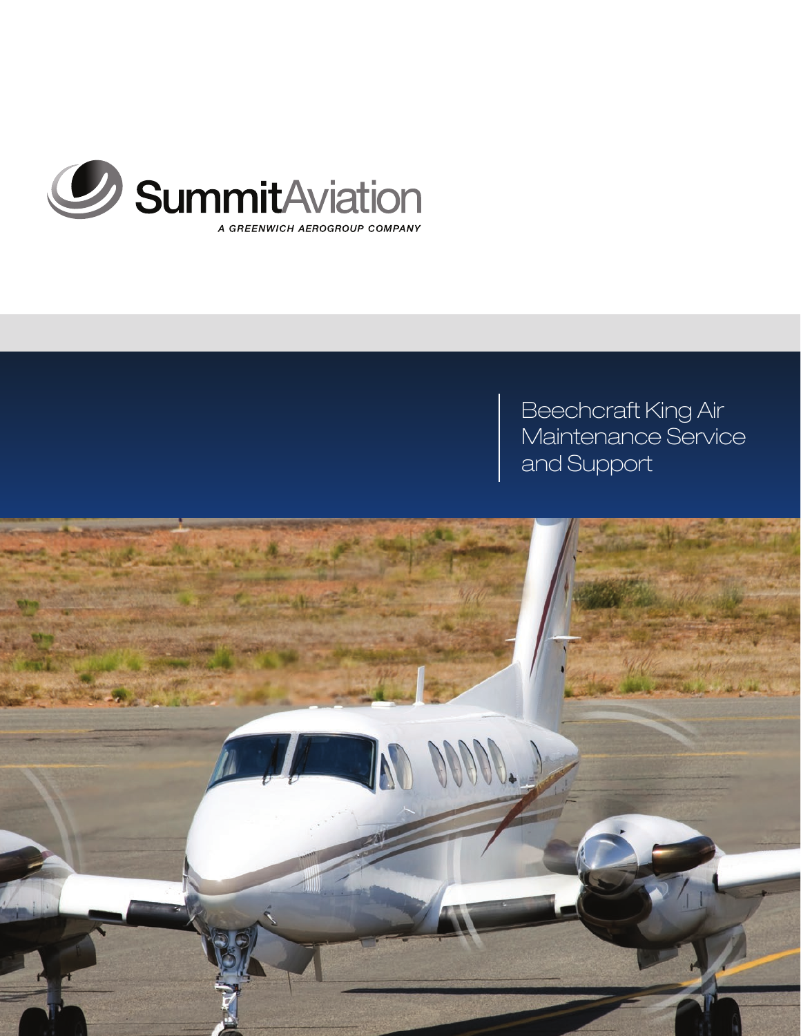Summit Aviation

A GREENWICH AEROGROUP COMPANY

# Beechcraft King Air Maintenance Service and Support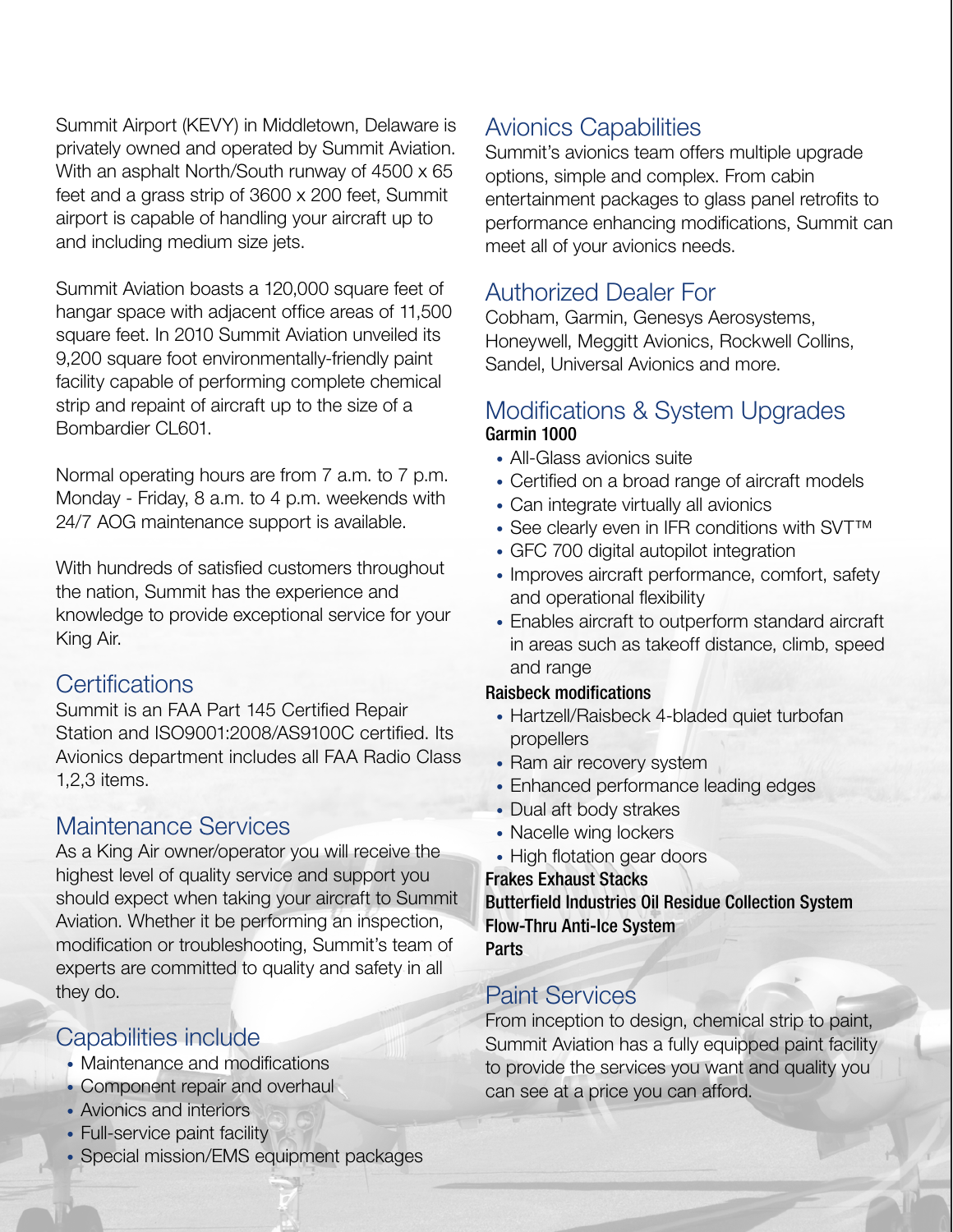Summit Airport (KEVY) in Middletown, Delaware is privately owned and operated by Summit Aviation. With an asphalt North/South runway of 4500 x 65 feet and a grass strip of 3600 x 200 feet, Summit airport is capable of handling your aircraft up to and including medium size jets.

Summit Aviation boasts a 120,000 square feet of hangar space with adjacent office areas of 11,500 square feet. In 2010 Summit Aviation unveiled its 9,200 square foot environmentally-friendly paint facility capable of performing complete chemical strip and repaint of aircraft up to the size of a Bombardier CL601.

Normal operating hours are from 7 a.m. to 7 p.m. Monday - Friday, 8 a.m. to 4 p.m. weekends with 24/7 AOG maintenance support is available.

With hundreds of satisfied customers throughout the nation, Summit has the experience and knowledge to provide exceptional service for your King Air.

## Certifications

Summit is an FAA Part 145 Certified Repair Station and ISO9001:2008/AS9100C certified. Its Avionics department includes all FAA Radio Class 1,2,3 items.

## Maintenance Services

As a King Air owner/operator you will receive the highest level of quality service and support you should expect when taking your aircraft to Summit Aviation. Whether it be performing an inspection, modification or troubleshooting, Summit's team of experts are committed to quality and safety in all they do.

## Capabilities include

- Maintenance and modifications
- Component repair and overhaul
- Avionics and interiors
- Full-service paint facility
- Special mission/EMS equipment packages

## Avionics Capabilities

Summit's avionics team offers multiple upgrade options, simple and complex. From cabin entertainment packages to glass panel retrofits to performance enhancing modifications, Summit can meet all of your avionics needs.

## Authorized Dealer For

Cobham, Garmin, Genesys Aerosystems, Honeywell, Meggitt Avionics, Rockwell Collins, Sandel, Universal Avionics and more.

## Modifications & System Upgrades

**Garmin 1000**

- All-Glass avionics suite
- Certified on a broad range of aircraft models
- Can integrate virtually all avionics
- See clearly even in IFR conditions with SVT™
- GFC 700 digital autopilot integration
- Improves aircraft performance, comfort, safety and operational flexibility
- Enables aircraft to outperform standard aircraft in areas such as takeoff distance, climb, speed and range

**Raisbeck modifications**

- Hartzell/Raisbeck 4-bladed quiet turbofan propellers
- Ram air recovery system
- Enhanced performance leading edges
- Dual aft body strakes
- Nacelle wing lockers
- High flotation gear doors

**Frakes Exhaust Stacks**

**Butterfield Industries Oil Residue Collection System**

**Flow-Thru Anti-Ice System**

**Parts**

## Paint Services

From inception to design, chemical strip to paint, Summit Aviation has a fully equipped paint facility to provide the services you want and quality you can see at a price you can afford.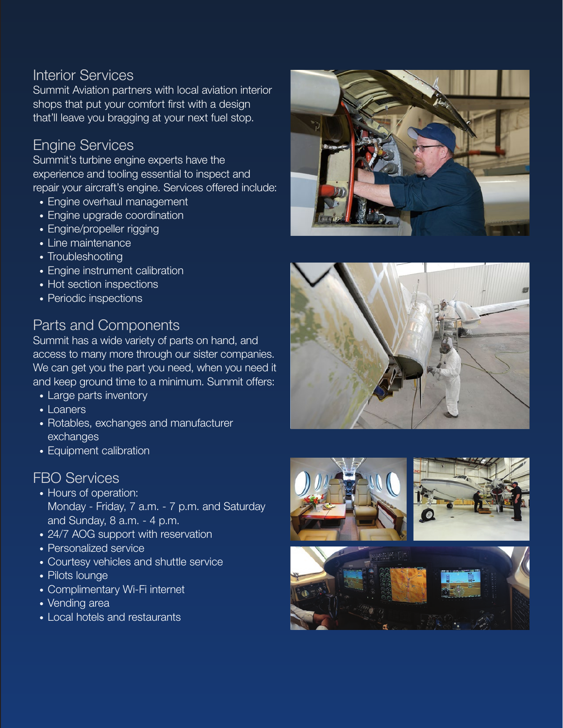## Interior Services

Summit Aviation partners with local aviation interior shops that put your comfort first with a design that'll leave you bragging at your next fuel stop.

## Engine Services

Summit's turbine engine experts have the experience and tooling essential to inspect and repair your aircraft's engine. Services offered include:

- Engine overhaul management
- Engine upgrade coordination
- Engine/propeller rigging
- Line maintenance
- Troubleshooting
- Engine instrument calibration
- Hot section inspections
- Periodic inspections

## Parts and Components

Summit has a wide variety of parts on hand, and access to many more through our sister companies. We can get you the part you need, when you need it and keep ground time to a minimum. Summit offers:

- Large parts inventory
- Loaners
- Rotables, exchanges and manufacturer exchanges
- Equipment calibration

## FBO Services

- Hours of operation: Monday - Friday, 7 a.m. - 7 p.m. and Saturday and Sunday, 8 a.m. - 4 p.m.
- 24/7 AOG support with reservation
- Personalized service
- Courtesy vehicles and shuttle service
- Pilots lounge
- Complimentary Wi-Fi internet
- Vending area
- Local hotels and restaurants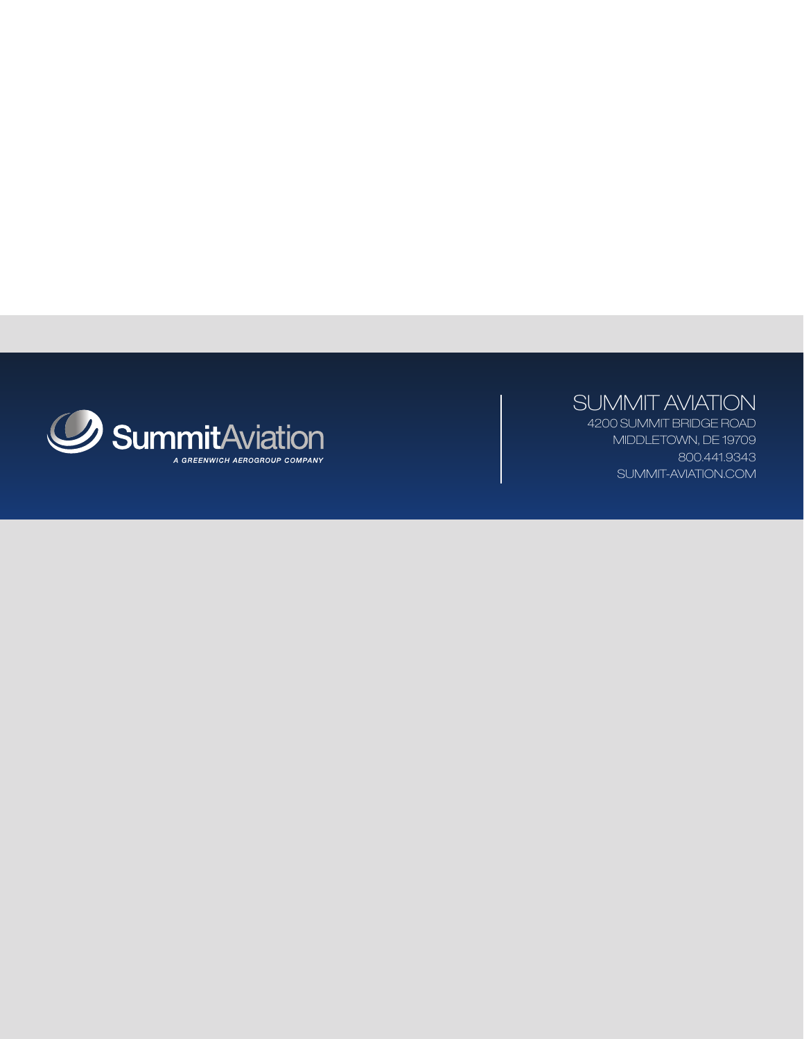SummitAviation

A GREENWICH AEROGROUP COMPANY

SUMMIT AVIATION

4200 SUMMIT BRIDGE ROAD

MIDDLETOWN, DE 19709

800.441.9343

SUMMIT-AVIATION.COM